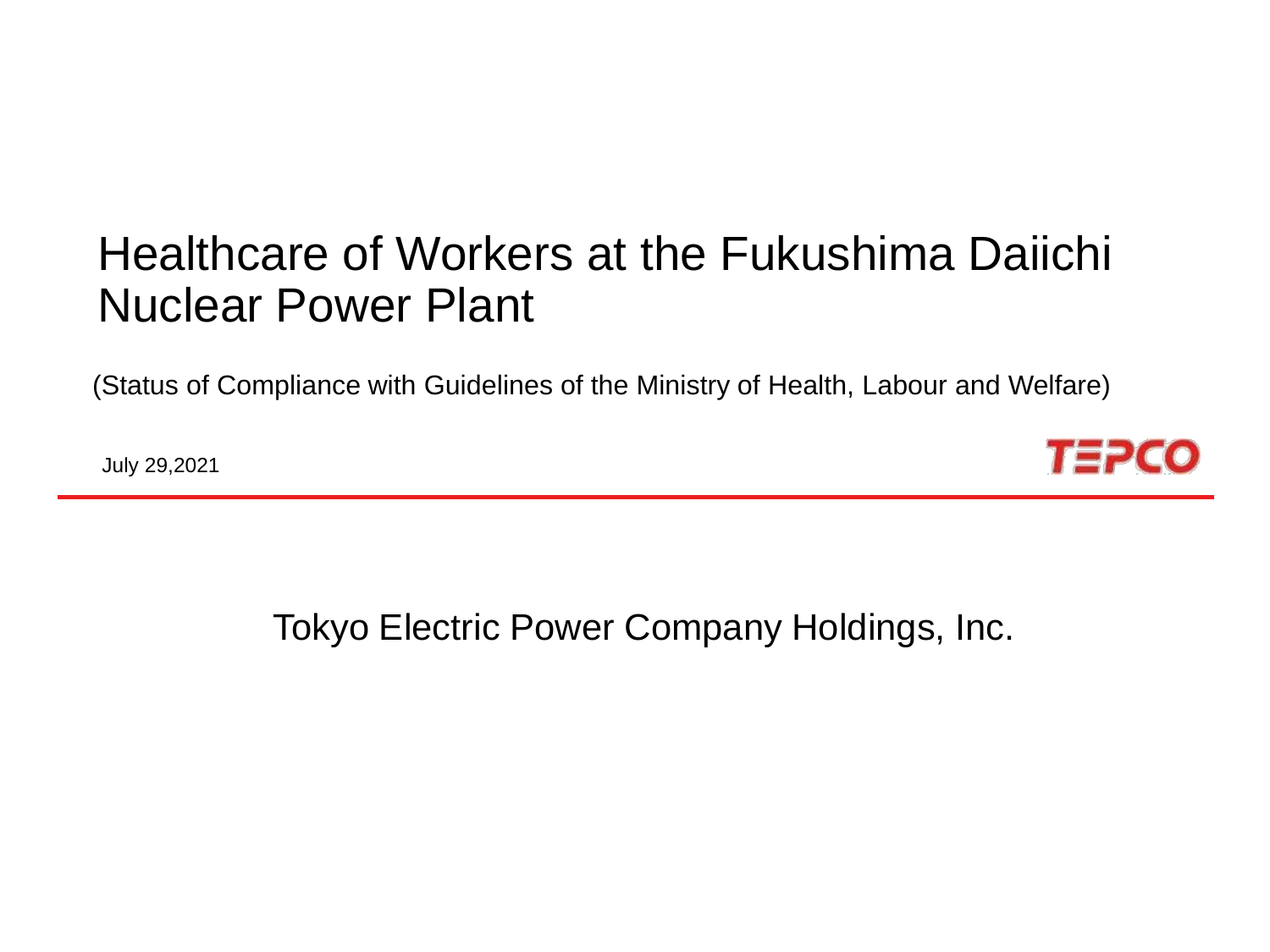# Healthcare of Workers at the Fukushima Daiichi Nuclear Power Plant

(Status of Compliance with Guidelines of the Ministry of Health, Labour and Welfare)

July 29,2021

TEPCO

Tokyo Electric Power Company Holdings, Inc.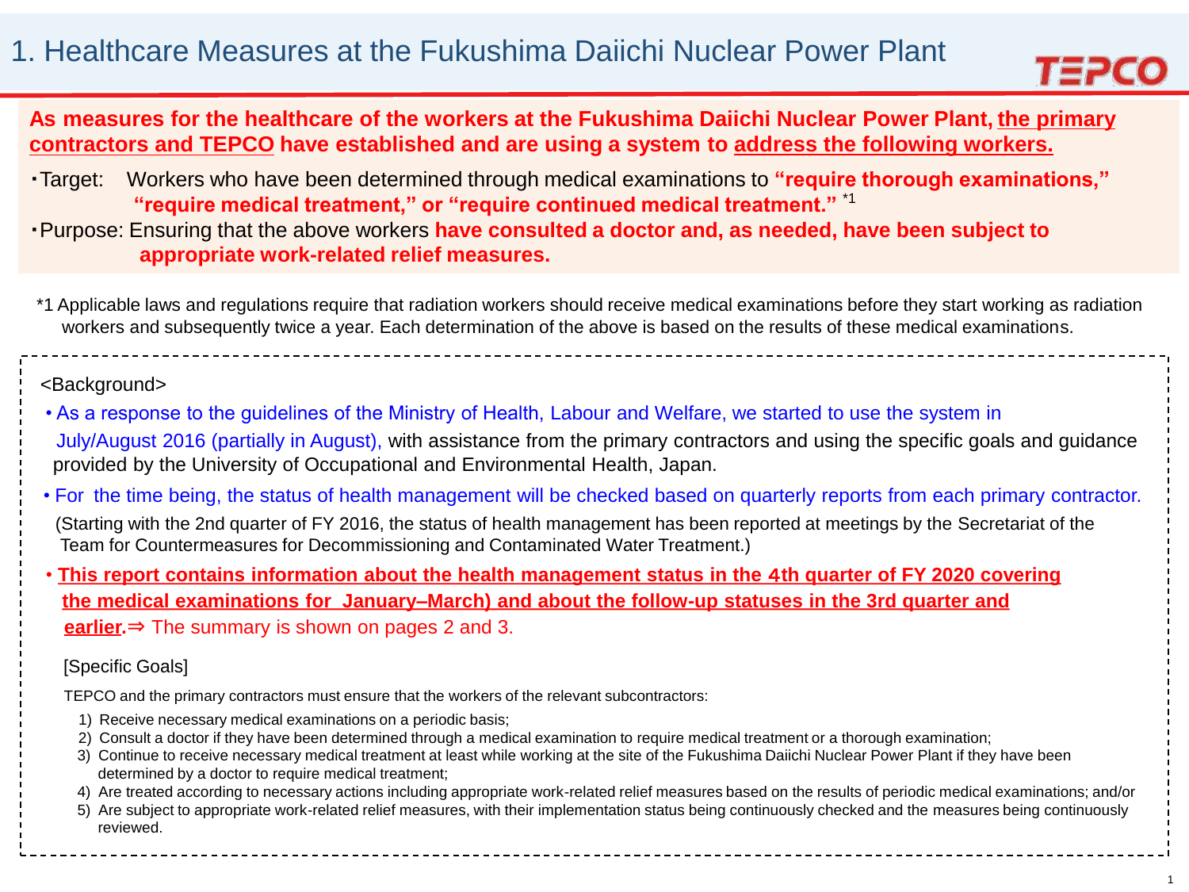# 1. Healthcare Measures at the Fukushima Daiichi Nuclear Power Plant

**As measures for the healthcare of the workers at the Fukushima Daiichi Nuclear Power Plant, the primary contractors and TEPCO have established and are using a system to address the following workers.**

- Target: Workers who have been determined through medical examinations to **"require thorough examinations," "require medical treatment," or "require continued medical treatment."** *1
- Purpose: Ensuring that the above workers **have consulted a doctor and, as needed, have been subject to appropriate work-related relief measures.**

*1 Applicable laws and regulations require that radiation workers should receive medical examinations before they start working as radiation workers and subsequently twice a year. Each determination of the above is based on the results of these medical examinations.

<Background>

- As a response to the guidelines of the Ministry of Health, Labour and Welfare, we started to use the system in July/August 2016 (partially in August), with assistance from the primary contractors and using the specific goals and guidance provided by the University of Occupational and Environmental Health, Japan.
- For the time being, the status of health management will be checked based on quarterly reports from each primary contractor. (Starting with the 2nd quarter of FY 2016, the status of health management has been reported at meetings by the Secretariat of the Team for Countermeasures for Decommissioning and Contaminated Water Treatment.)
- **This report contains information about the health management status in the 4th quarter of FY 2020 covering the medical examinations for January–March) and about the follow-up statuses in the 3rd quarter and earlier.** ⇒ The summary is shown on pages 2 and 3.

[Specific Goals]

TEPCO and the primary contractors must ensure that the workers of the relevant subcontractors:

1) Receive necessary medical examinations on a periodic basis;
2) Consult a doctor if they have been determined through a medical examination to require medical treatment or a thorough examination;
3) Continue to receive necessary medical treatment at least while working at the site of the Fukushima Daiichi Nuclear Power Plant if they have been determined by a doctor to require medical treatment;
4) Are treated according to necessary actions including appropriate work-related relief measures based on the results of periodic medical examinations; and/or
5) Are subject to appropriate work-related relief measures, with their implementation status being continuously checked and the measures being continuously reviewed.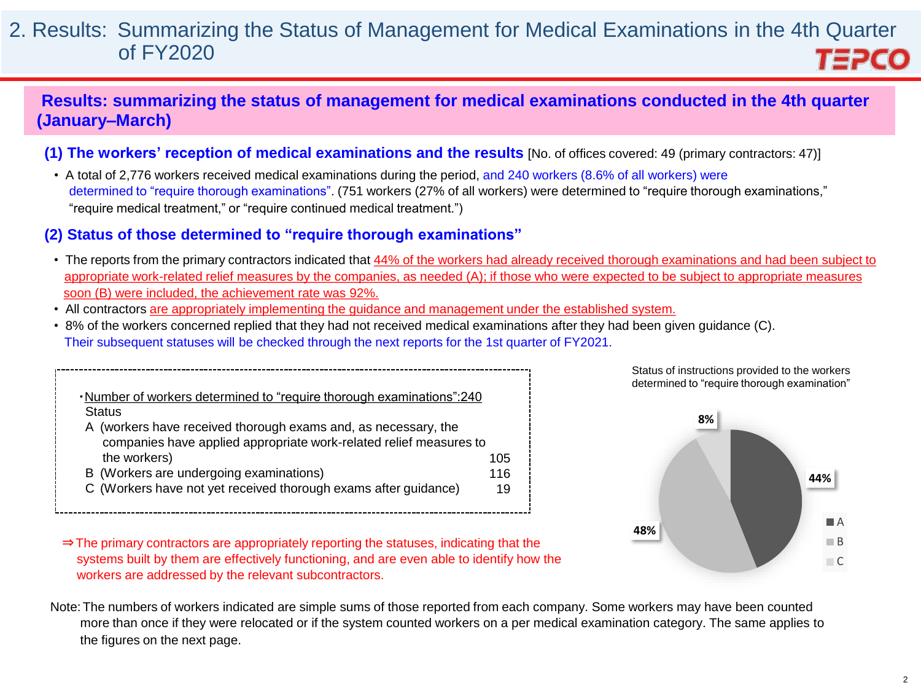# 2. Results: Summarizing the Status of Management for Medical Examinations in the 4th Quarter of FY2020

## Results: summarizing the status of management for medical examinations conducted in the 4th quarter (January–March)

### (1) The workers' reception of medical examinations and the results [No. of offices covered: 49 (primary contractors: 47)]

- A total of 2,776 workers received medical examinations during the period, and 240 workers (8.6% of all workers) were determined to "require thorough examinations". (751 workers (27% of all workers) were determined to "require thorough examinations," "require medical treatment," or "require continued medical treatment.")

### (2) Status of those determined to "require thorough examinations"

- The reports from the primary contractors indicated that 44% of the workers had already received thorough examinations and had been subject to appropriate work-related relief measures by the companies, as needed (A); if those who were expected to be subject to appropriate measures soon (B) were included, the achievement rate was 92%.
- All contractors are appropriately implementing the guidance and management under the established system.
- 8% of the workers concerned replied that they had not received medical examinations after they had been given guidance (C). Their subsequent statuses will be checked through the next reports for the 1st quarter of FY2021.

・Number of workers determined to "require thorough examinations":240

| Status | |
|---|---|
| A (workers have received thorough exams and, as necessary, the companies have applied appropriate work-related relief measures to the workers) | 105 |
| B (Workers are undergoing examinations) | 116 |
| C (Workers have not yet received thorough exams after guidance) | 19 |

⇒The primary contractors are appropriately reporting the statuses, indicating that the systems built by them are effectively functioning, and are even able to identify how the workers are addressed by the relevant subcontractors.

Status of instructions provided to the workers determined to "require thorough examination"

| Status | Share |
|---|---|
| A | 44% |
| B | 48% |
| C | 8% |

Note: The numbers of workers indicated are simple sums of those reported from each company. Some workers may have been counted more than once if they were relocated or if the system counted workers on a per medical examination category. The same applies to the figures on the next page.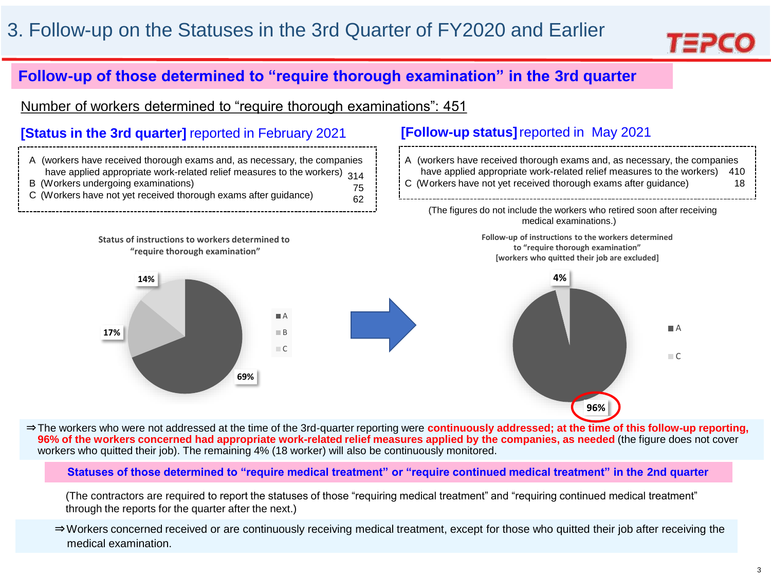# 3. Follow-up on the Statuses in the 3rd Quarter of FY2020 and Earlier

## Follow-up of those determined to "require thorough examination" in the 3rd quarter

Number of workers determined to "require thorough examinations": 451

**[Status in the 3rd quarter]** reported in February 2021

A (workers have received thorough exams and, as necessary, the companies have applied appropriate work-related relief measures to the workers) 314
B (Workers undergoing examinations) 75
C (Workers have not yet received thorough exams after guidance) 62

Status of instructions to workers determined to "require thorough examination"

14%
17%
69%
A
B
C

**[Follow-up status]** reported in May 2021

A (workers have received thorough exams and, as necessary, the companies have applied appropriate work-related relief measures to the workers) 410
C (Workers have not yet received thorough exams after guidance) 18

(The figures do not include the workers who retired soon after receiving medical examinations.)

Follow-up of instructions to the workers determined to "require thorough examination" [workers who quitted their job are excluded]

4%
96%
A
C

⇒The workers who were not addressed at the time of the 3rd-quarter reporting were **continuously addressed; at the time of this follow-up reporting, 96% of the workers concerned had appropriate work-related relief measures applied by the companies, as needed** (the figure does not cover workers who quitted their job). The remaining 4% (18 worker) will also be continuously monitored.

## Statuses of those determined to "require medical treatment" or "require continued medical treatment" in the 2nd quarter

(The contractors are required to report the statuses of those "requiring medical treatment" and "requiring continued medical treatment" through the reports for the quarter after the next.)

⇒Workers concerned received or are continuously receiving medical treatment, except for those who quitted their job after receiving the medical examination.